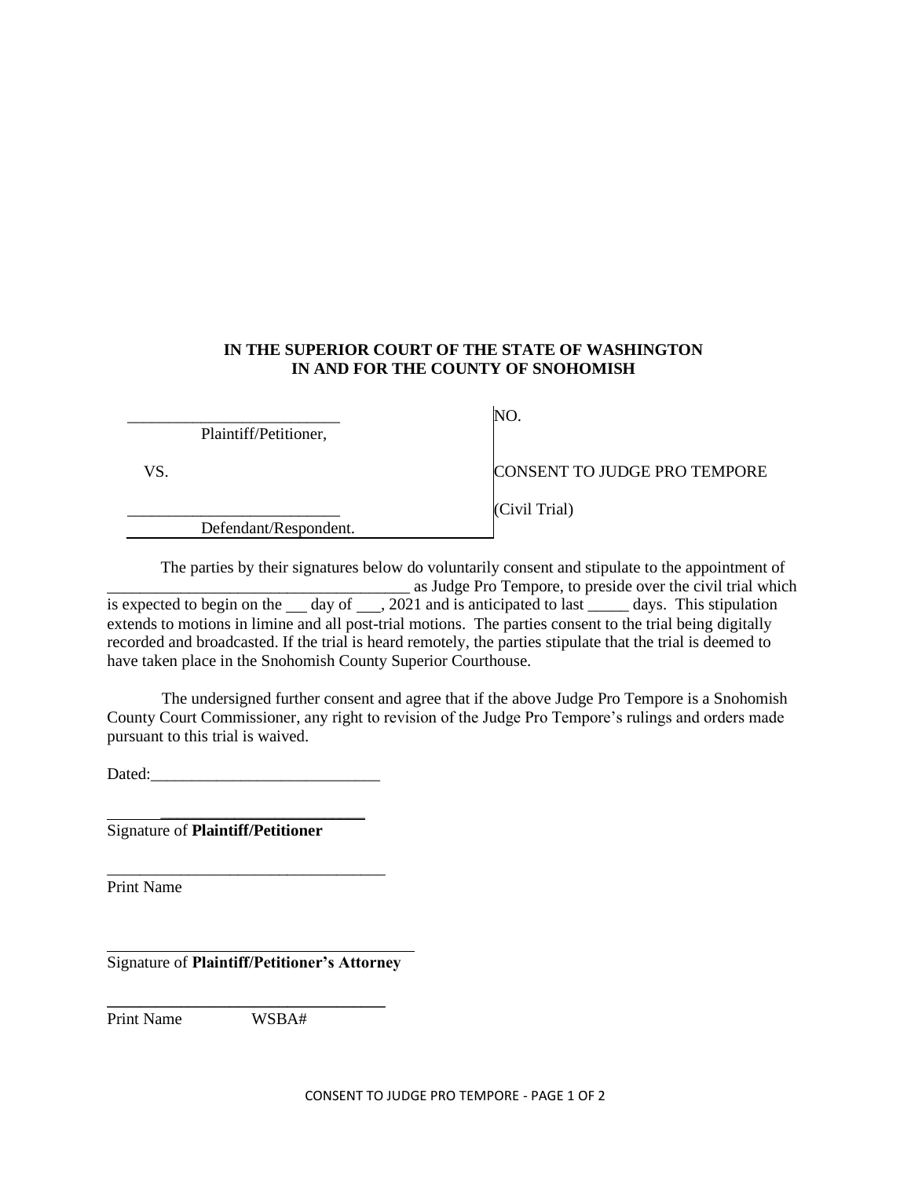**IN THE SUPERIOR COURT OF THE STATE OF WASHINGTON**
**IN AND FOR THE COUNTY OF SNOHOMISH**

| | |
|---|---|
| __________________________<br>Plaintiff/Petitioner, | NO. |
| VS. | CONSENT TO JUDGE PRO TEMPORE |
| __________________________<br>Defendant/Respondent. | (Civil Trial) |

The parties by their signatures below do voluntarily consent and stipulate to the appointment of _____________________________________ as Judge Pro Tempore, to preside over the civil trial which is expected to begin on the ___ day of ___, 2021 and is anticipated to last _____ days. This stipulation extends to motions in limine and all post-trial motions. The parties consent to the trial being digitally recorded and broadcasted. If the trial is heard remotely, the parties stipulate that the trial is deemed to have taken place in the Snohomish County Superior Courthouse.

The undersigned further consent and agree that if the above Judge Pro Tempore is a Snohomish County Court Commissioner, any right to revision of the Judge Pro Tempore's rulings and orders made pursuant to this trial is waived.

Dated:____________________________

__________________________________
Signature of **Plaintiff/Petitioner**

__________________________________
Print Name

__________________________________
Signature of **Plaintiff/Petitioner's Attorney**

__________________________________
Print Name WSBA#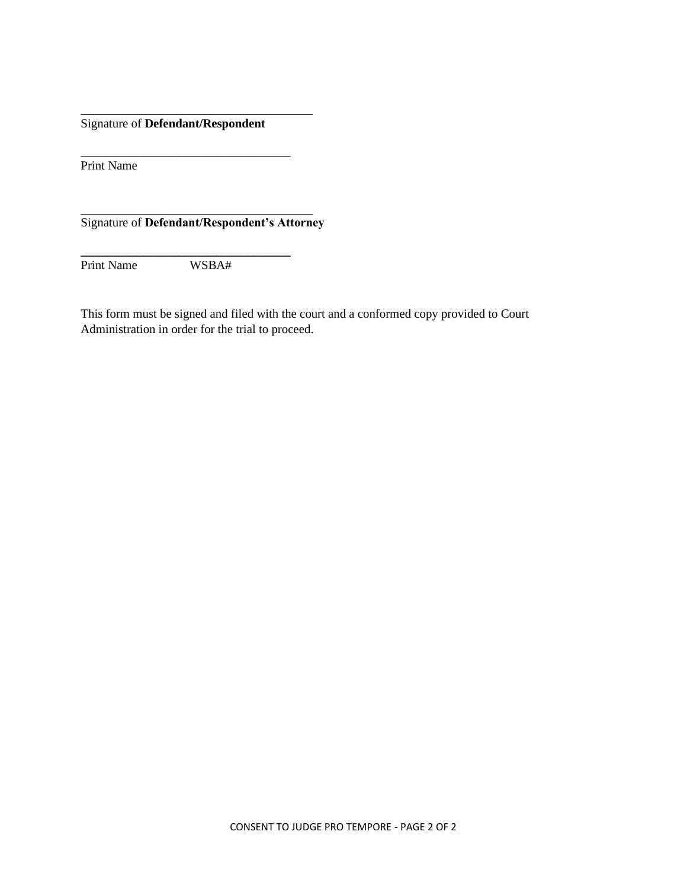\_\_\_\_\_\_\_\_\_\_\_\_\_\_\_\_\_\_\_\_\_\_\_\_\_\_\_\_\_\_\_\_\_\_\_\_\_\_\_

Signature of **Defendant/Respondent**

\_\_\_\_\_\_\_\_\_\_\_\_\_\_\_\_\_\_\_\_\_\_\_\_\_\_\_\_\_\_\_\_\_\_\_

Print Name

\_\_\_\_\_\_\_\_\_\_\_\_\_\_\_\_\_\_\_\_\_\_\_\_\_\_\_\_\_\_\_\_\_\_\_\_\_\_\_

Signature of **Defendant/Respondent's Attorney**

\_\_\_\_\_\_\_\_\_\_\_\_\_\_\_\_\_\_\_\_\_\_\_\_\_\_\_\_\_\_\_\_\_\_\_

Print Name WSBA#

This form must be signed and filed with the court and a conformed copy provided to Court Administration in order for the trial to proceed.